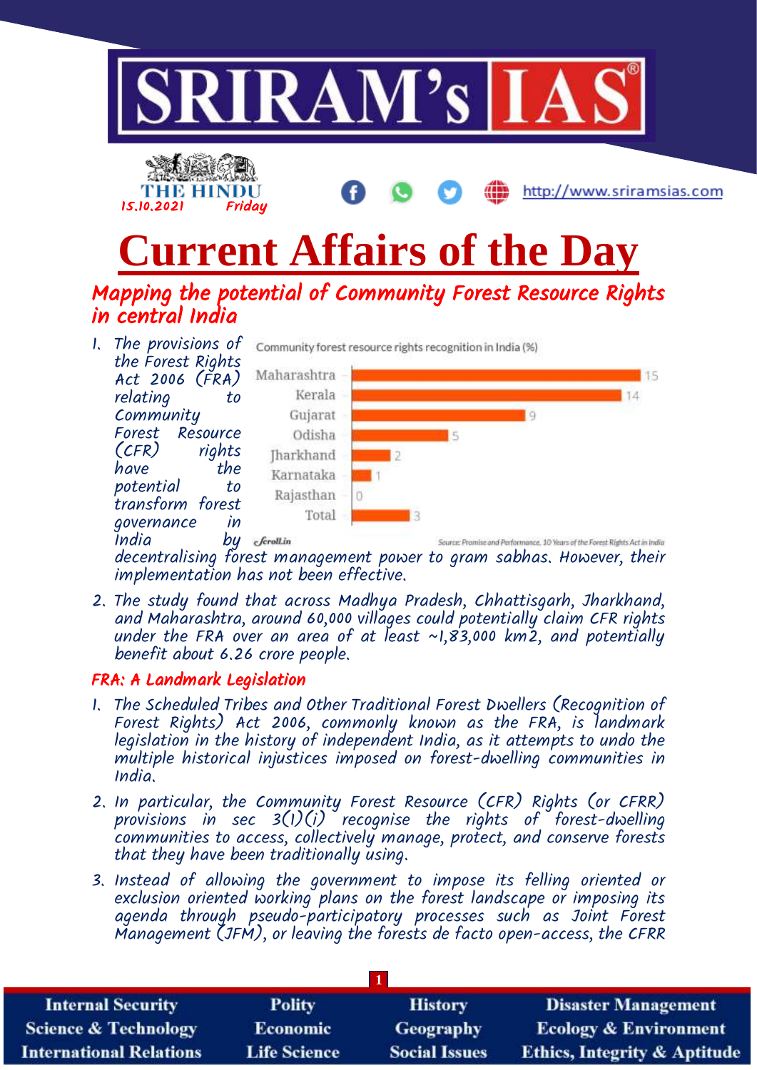# Current Affairs of the Day

THE HINDU 15.10.2021 Friday

## Mapping the potential of Community Forest Resource Rights in central India

1. The provisions of the Forest Rights Act 2006 (FRA) relating to Community Forest Resource (CFR) rights have the potential to transform forest governance in India by decentralising forest management power to gram sabhas. However, their implementation has not been effective.

Community forest resource rights recognition in India (%)

| State | % |
|---|---|
| Maharashtra | 15 |
| Kerala | 14 |
| Gujarat | 9 |
| Odisha | 5 |
| Jharkhand | 2 |
| Karnataka | 1 |
| Rajasthan | 0 |
| Total | 3 |

Source: Promise and Performance. 10 Years of the Forest Rights Act in India

2. The study found that across Madhya Pradesh, Chhattisgarh, Jharkhand, and Maharashtra, around 60,000 villages could potentially claim CFR rights under the FRA over an area of at least ~1,83,000 km2, and potentially benefit about 6.26 crore people.

### FRA: A Landmark Legislation

1. The Scheduled Tribes and Other Traditional Forest Dwellers (Recognition of Forest Rights) Act 2006, commonly known as the FRA, is landmark legislation in the history of independent India, as it attempts to undo the multiple historical injustices imposed on forest-dwelling communities in India.
2. In particular, the Community Forest Resource (CFR) Rights (or CFRR) provisions in sec 3(1)(i) recognise the rights of forest-dwelling communities to access, collectively manage, protect, and conserve forests that they have been traditionally using.
3. Instead of allowing the government to impose its felling oriented or exclusion oriented working plans on the forest landscape or imposing its agenda through pseudo-participatory processes such as Joint Forest Management (JFM), or leaving the forests de facto open-access, the CFRR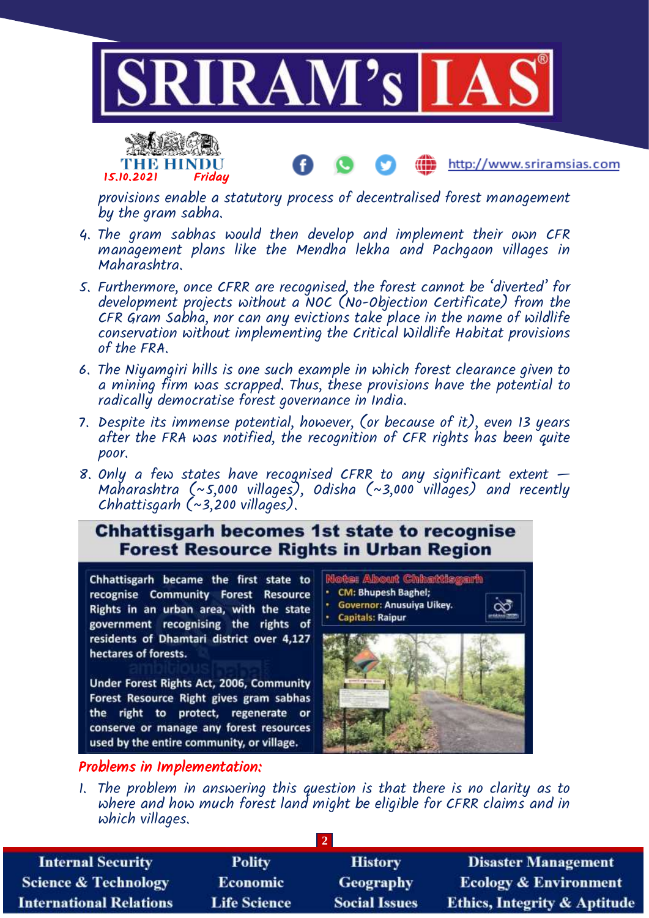provisions enable a statutory process of decentralised forest management by the gram sabha.

4. The gram sabhas would then develop and implement their own CFR management plans like the Mendha lekha and Pachgaon villages in Maharashtra.
5. Furthermore, once CFRR are recognised, the forest cannot be 'diverted' for development projects without a NOC (No-Objection Certificate) from the CFR Gram Sabha, nor can any evictions take place in the name of wildlife conservation without implementing the Critical Wildlife Habitat provisions of the FRA.
6. The Niyamgiri hills is one such example in which forest clearance given to a mining firm was scrapped. Thus, these provisions have the potential to radically democratise forest governance in India.
7. Despite its immense potential, however, (or because of it), even 13 years after the FRA was notified, the recognition of CFR rights has been quite poor.
8. Only a few states have recognised CFRR to any significant extent — Maharashtra (~5,000 villages), Odisha (~3,000 villages) and recently Chhattisgarh (~3,200 villages).

**Chhattisgarh becomes 1st state to recognise Forest Resource Rights in Urban Region**

Chhattisgarh became the first state to recognise Community Forest Resource Rights in an urban area, with the state government recognising the rights of residents of Dhamtari district over 4,127 hectares of forests.

Under Forest Rights Act, 2006, Community Forest Resource Right gives gram sabhas the right to protect, regenerate or conserve or manage any forest resources used by the entire community, or village.

Note: About Chhattisgarh
- CM: Bhupesh Baghel;
- Governor: Anusuiya Uikey.
- Capitals: Raipur

### Problems in Implementation:

1. The problem in answering this question is that there is no clarity as to where and how much forest land might be eligible for CFRR claims and in which villages.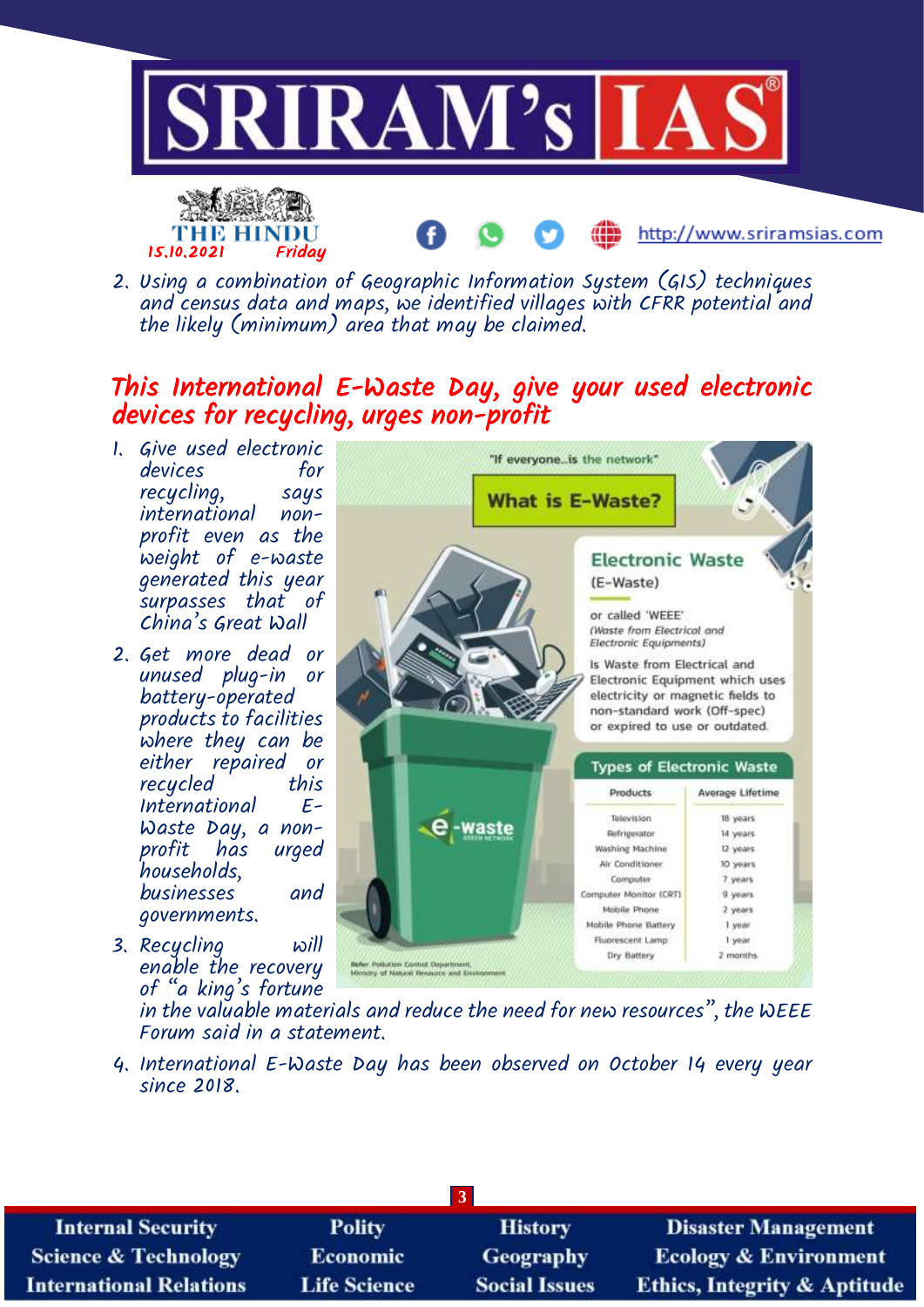2. Using a combination of Geographic Information System (GIS) techniques and census data and maps, we identified villages with CFRR potential and the likely (minimum) area that may be claimed.

## This International E-Waste Day, give your used electronic devices for recycling, urges non-profit

1. Give used electronic devices for recycling, says international non-profit even as the weight of e-waste generated this year surpasses that of China's Great Wall
2. Get more dead or unused plug-in or battery-operated products to facilities where they can be either repaired or recycled this International E-Waste Day, a non-profit has urged households, businesses and governments.
3. Recycling will enable the recovery of "a king's fortune in the valuable materials and reduce the need for new resources", the WEEE Forum said in a statement.
4. International E-Waste Day has been observed on October 14 every year since 2018.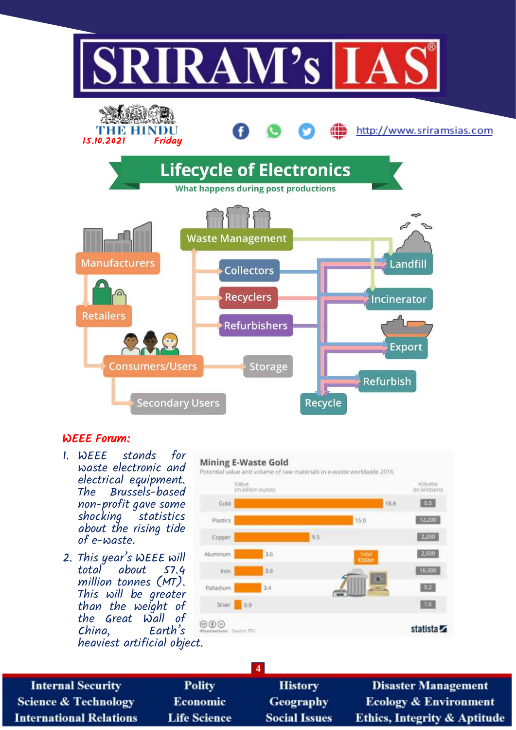# Lifecycle of Electronics

What happens during post productions

Manufacturers → Retailers → Consumers/Users → Secondary Users

Consumers/Users → Storage

Consumers/Users → Waste Management → Collectors, Recyclers, Refurbishers

Waste Management → Landfill, Incinerator

Collectors, Recyclers, Refurbishers → Landfill, Incinerator, Export, Refurbish, Recycle

## WEEE Forum:

1. WEEE stands for waste electronic and electrical equipment. The Brussels-based non-profit gave some shocking statistics about the rising tide of e-waste.
2. This year's WEEE will total about 57.4 million tonnes (MT). This will be greater than the weight of the Great Wall of China, Earth's heaviest artificial object.

**Mining E-Waste Gold**

Potential value and volume of raw materials in e-waste worldwide 2016

| Material | Value (in billion euros) | Volume (in kilotons) |
|---|---|---|
| Gold | 18.8 | 0.5 |
| Plastics | 15.0 | 12,200 |
| Copper | 9.5 | 2,200 |
| Aluminum | 3.6 | 2,500 |
| Iron | 3.6 | 16,300 |
| Palladium | 3.4 | 0.2 |
| Silver | 0.9 | 1.6 |

Total €55bn

Source: ITU

statista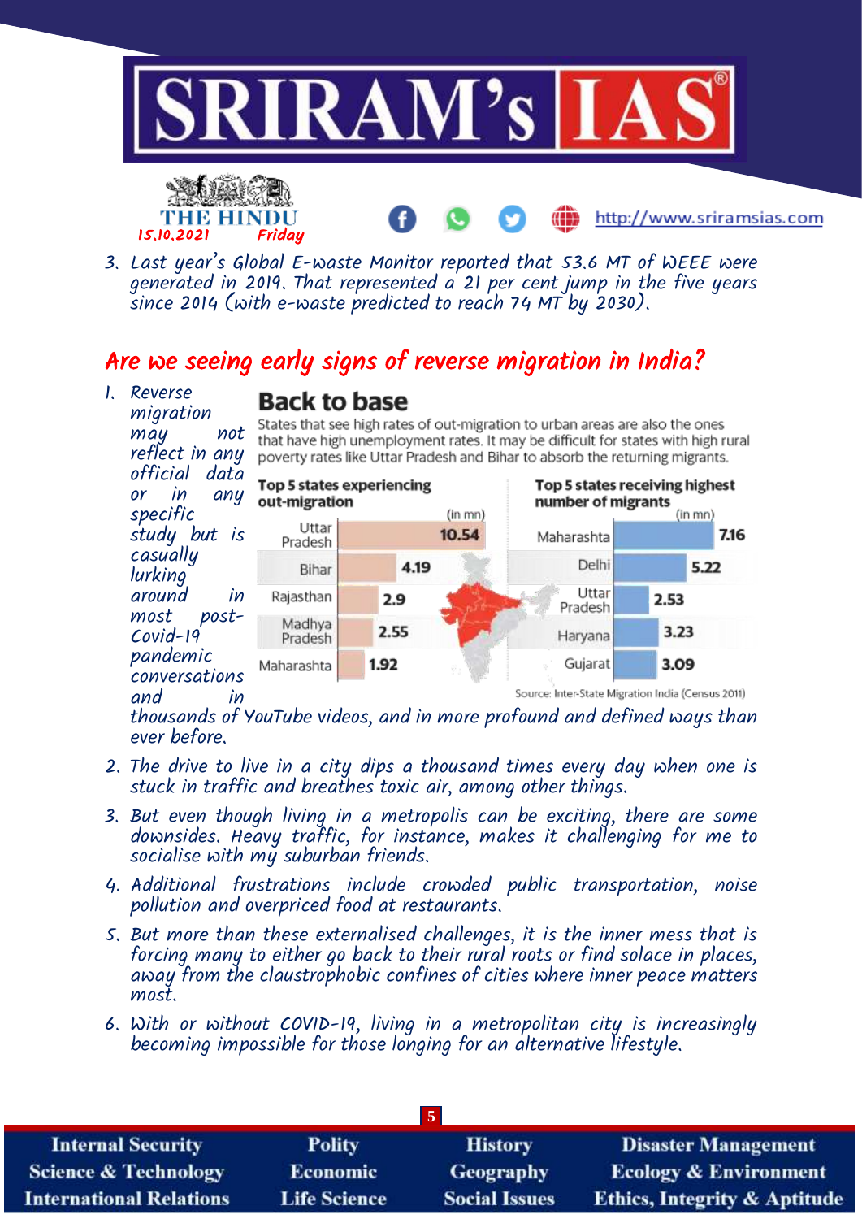3. Last year's Global E-waste Monitor reported that 53.6 MT of WEEE were generated in 2019. That represented a 21 per cent jump in the five years since 2014 (with e-waste predicted to reach 74 MT by 2030).

## Are we seeing early signs of reverse migration in India?

### Back to base

States that see high rates of out-migration to urban areas are also the ones that have high unemployment rates. It may be difficult for states with high rural poverty rates like Uttar Pradesh and Bihar to absorb the returning migrants.

**Top 5 states experiencing out-migration** (in mn)

| State | Out-migration |
|---|---|
| Uttar Pradesh | 10.54 |
| Bihar | 4.19 |
| Rajasthan | 2.9 |
| Madhya Pradesh | 2.55 |
| Maharashtra | 1.92 |

**Top 5 states receiving highest number of migrants** (in mn)

| State | Migrants received |
|---|---|
| Maharashtra | 7.16 |
| Delhi | 5.22 |
| Uttar Pradesh | 2.53 |
| Haryana | 3.23 |
| Gujarat | 3.09 |

Source: Inter-State Migration India (Census 2011)

1. Reverse migration may not reflect in any official data or in any specific study but is casually lurking around in most post-Covid-19 pandemic conversations and in thousands of YouTube videos, and in more profound and defined ways than ever before.
2. The drive to live in a city dips a thousand times every day when one is stuck in traffic and breathes toxic air, among other things.
3. But even though living in a metropolis can be exciting, there are some downsides. Heavy traffic, for instance, makes it challenging for me to socialise with my suburban friends.
4. Additional frustrations include crowded public transportation, noise pollution and overpriced food at restaurants.
5. But more than these externalised challenges, it is the inner mess that is forcing many to either go back to their rural roots or find solace in places, away from the claustrophobic confines of cities where inner peace matters most.
6. With or without COVID-19, living in a metropolitan city is increasingly becoming impossible for those longing for an alternative lifestyle.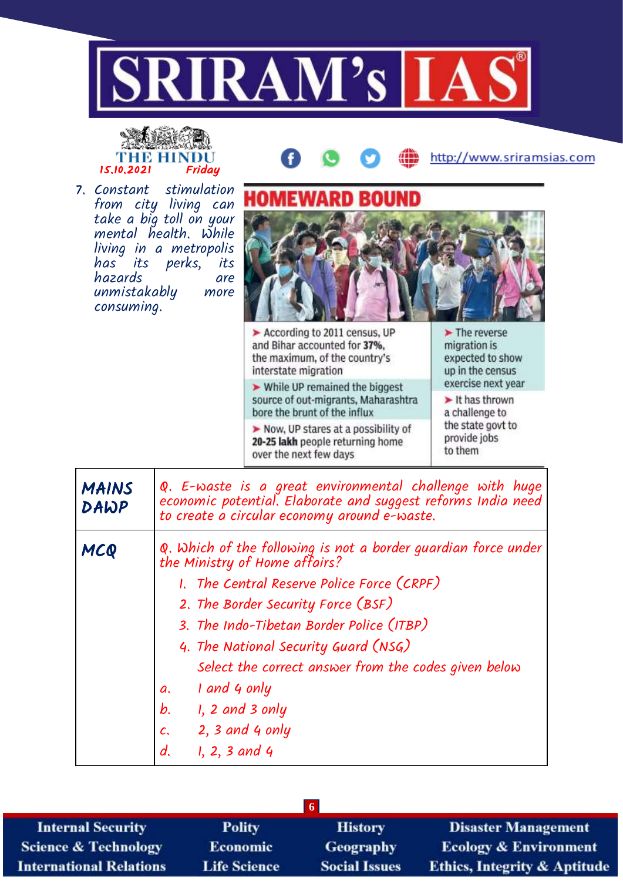THE HINDU
15.10.2021 Friday

http://www.sriramsias.com

7. Constant stimulation from city living can take a big toll on your mental health. While living in a metropolis has its perks, its hazards are unmistakably more consuming.

## HOMEWARD BOUND

- According to 2011 census, UP and Bihar accounted for **37%**, the maximum, of the country's interstate migration
- While UP remained the biggest source of out-migrants, Maharashtra bore the brunt of the influx
- Now, UP stares at a possibility of **20-25 lakh** people returning home over the next few days
- The reverse migration is expected to show up in the census exercise next year
- It has thrown a challenge to the state govt to provide jobs to them

| | |
|---|---|
| **MAINS DAWP** | Q. E-waste is a great environmental challenge with huge economic potential. Elaborate and suggest reforms India need to create a circular economy around e-waste. |
| **MCQ** | Q. Which of the following is not a border guardian force under the Ministry of Home affairs?<br>1. The Central Reserve Police Force (CRPF)<br>2. The Border Security Force (BSF)<br>3. The Indo-Tibetan Border Police (ITBP)<br>4. The National Security Guard (NSG)<br>Select the correct answer from the codes given below<br>a. 1 and 4 only<br>b. 1, 2 and 3 only<br>c. 2, 3 and 4 only<br>d. 1, 2, 3 and 4 |